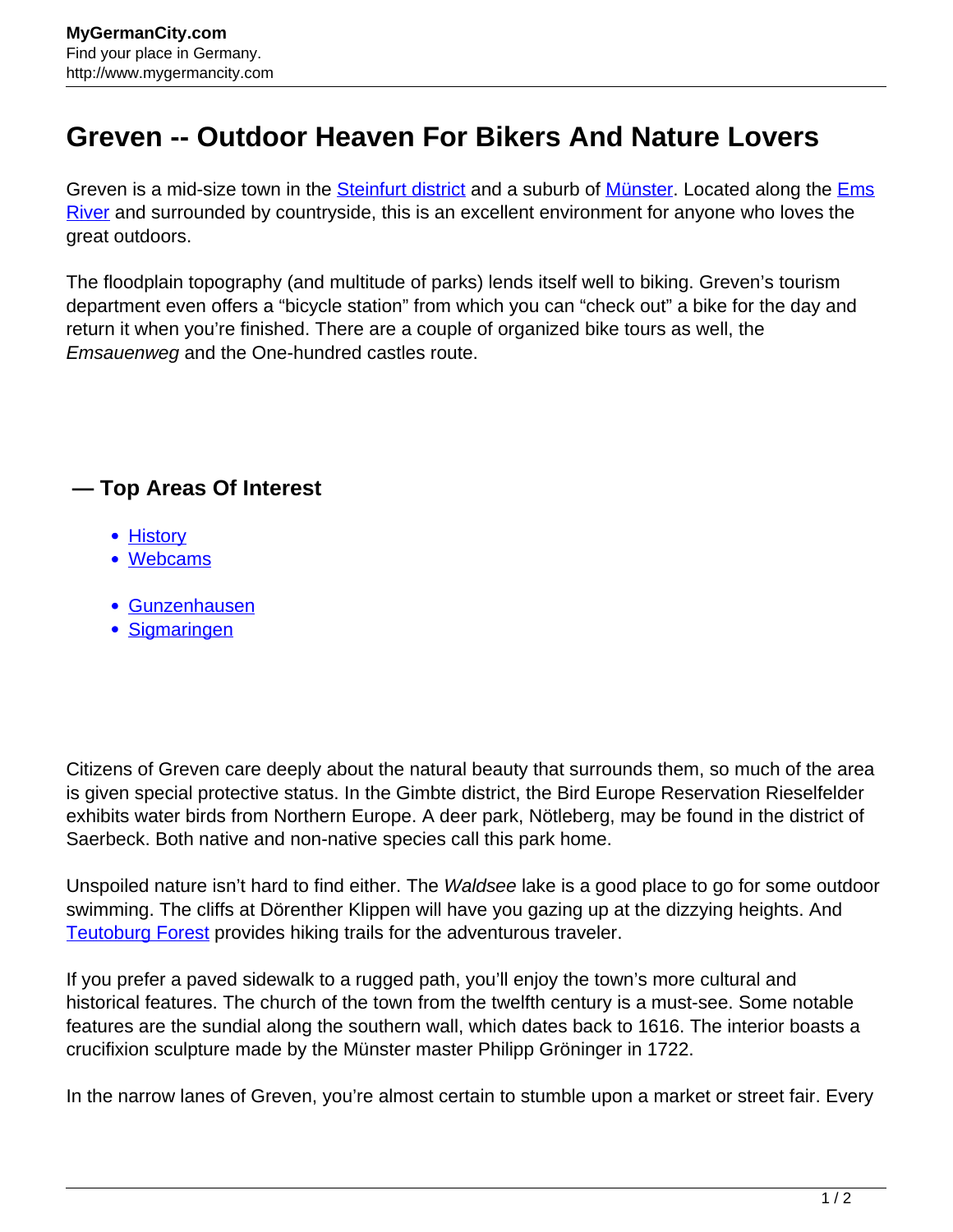# Greven -- Outdoor Heaven For Bikers And Nature Lovers

Greven is a mid-size town in the Steinfurt district and a suburb of Münster. Located along the Ems River and surrounded by countryside, this is an excellent environment for anyone who loves the great outdoors.

The floodplain topography (and multitude of parks) lends itself well to biking. Greven's tourism department even offers a "bicycle station" from which you can "check out" a bike for the day and return it when you're finished. There are a couple of organized bike tours as well, the *Emsauenweg* and the One-hundred castles route.

## — Top Areas Of Interest

- History
- Webcams

- Gunzenhausen
- Sigmaringen

Citizens of Greven care deeply about the natural beauty that surrounds them, so much of the area is given special protective status. In the Gimbte district, the Bird Europe Reservation Rieselfelder exhibits water birds from Northern Europe. A deer park, Nötleberg, may be found in the district of Saerbeck. Both native and non-native species call this park home.

Unspoiled nature isn't hard to find either. The *Waldsee* lake is a good place to go for some outdoor swimming. The cliffs at Dörenther Klippen will have you gazing up at the dizzying heights. And Teutoburg Forest provides hiking trails for the adventurous traveler.

If you prefer a paved sidewalk to a rugged path, you'll enjoy the town's more cultural and historical features. The church of the town from the twelfth century is a must-see. Some notable features are the sundial along the southern wall, which dates back to 1616. The interior boasts a crucifixion sculpture made by the Münster master Philipp Gröninger in 1722.

In the narrow lanes of Greven, you're almost certain to stumble upon a market or street fair. Every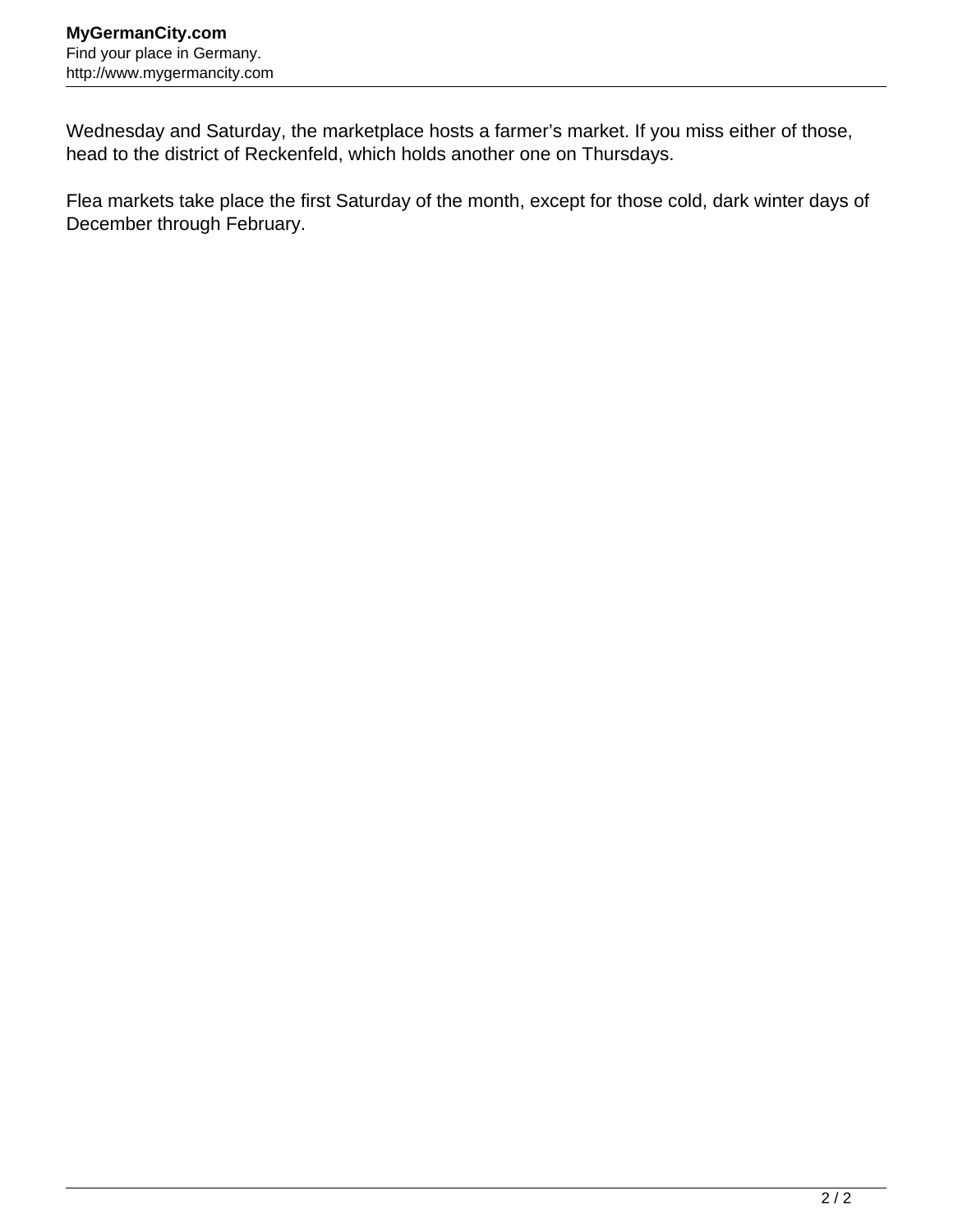Wednesday and Saturday, the marketplace hosts a farmer's market. If you miss either of those, head to the district of Reckenfeld, which holds another one on Thursdays.

Flea markets take place the first Saturday of the month, except for those cold, dark winter days of December through February.